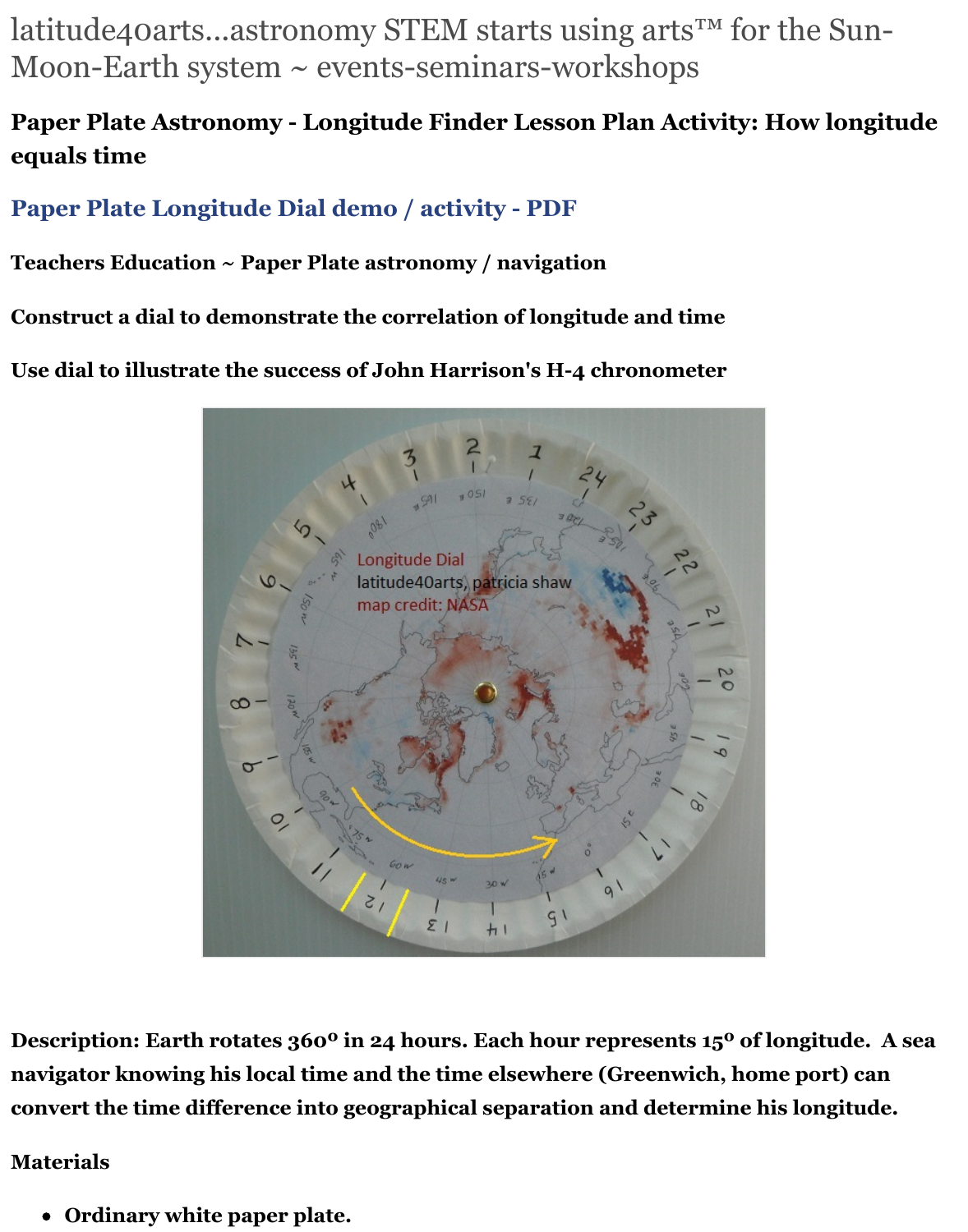latitude40arts...astronomy STEM starts using arts™ for the Sun-Moon-Earth system ~ events-seminars-workshops

## Paper Plate Astronomy - Longitude Finder Lesson Plan Activity: How longitude equals time

### Paper Plate Longitude Dial demo / activity - PDF

**Teachers Education ~ Paper Plate astronomy / navigation**

**Construct a dial to demonstrate the correlation of longitude and time**

**Use dial to illustrate the success of John Harrison's H-4 chronometer**

**Description: Earth rotates 360° in 24 hours. Each hour represents 15° of longitude. A sea navigator knowing his local time and the time elsewhere (Greenwich, home port) can convert the time difference into geographical separation and determine his longitude.**

**Materials**

- **Ordinary white paper plate.**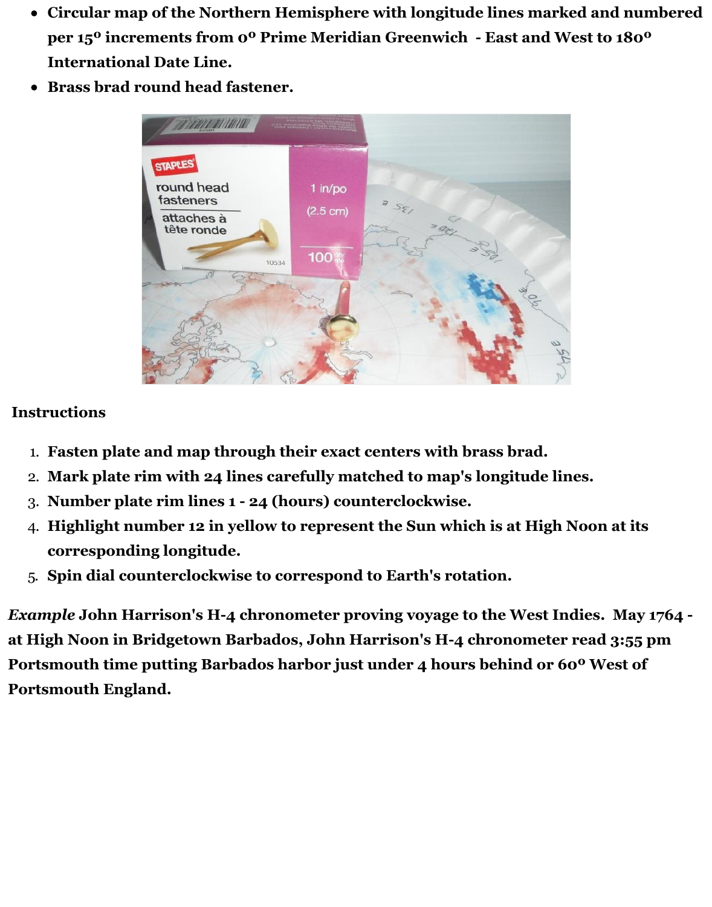- **Circular map of the Northern Hemisphere with longitude lines marked and numbered per 15$^{o}$ increments from 0$^{o}$ Prime Meridian Greenwich - East and West to 180$^{o}$ International Date Line.**
- **Brass brad round head fastener.**

**Instructions**

1. **Fasten plate and map through their exact centers with brass brad.**
2. **Mark plate rim with 24 lines carefully matched to map's longitude lines.**
3. **Number plate rim lines 1 - 24 (hours) counterclockwise.**
4. **Highlight number 12 in yellow to represent the Sun which is at High Noon at its corresponding longitude.**
5. **Spin dial counterclockwise to correspond to Earth's rotation.**

***Example*** **John Harrison's H-4 chronometer proving voyage to the West Indies. May 1764 - at High Noon in Bridgetown Barbados, John Harrison's H-4 chronometer read 3:55 pm Portsmouth time putting Barbados harbor just under 4 hours behind or 60$^{o}$ West of Portsmouth England.**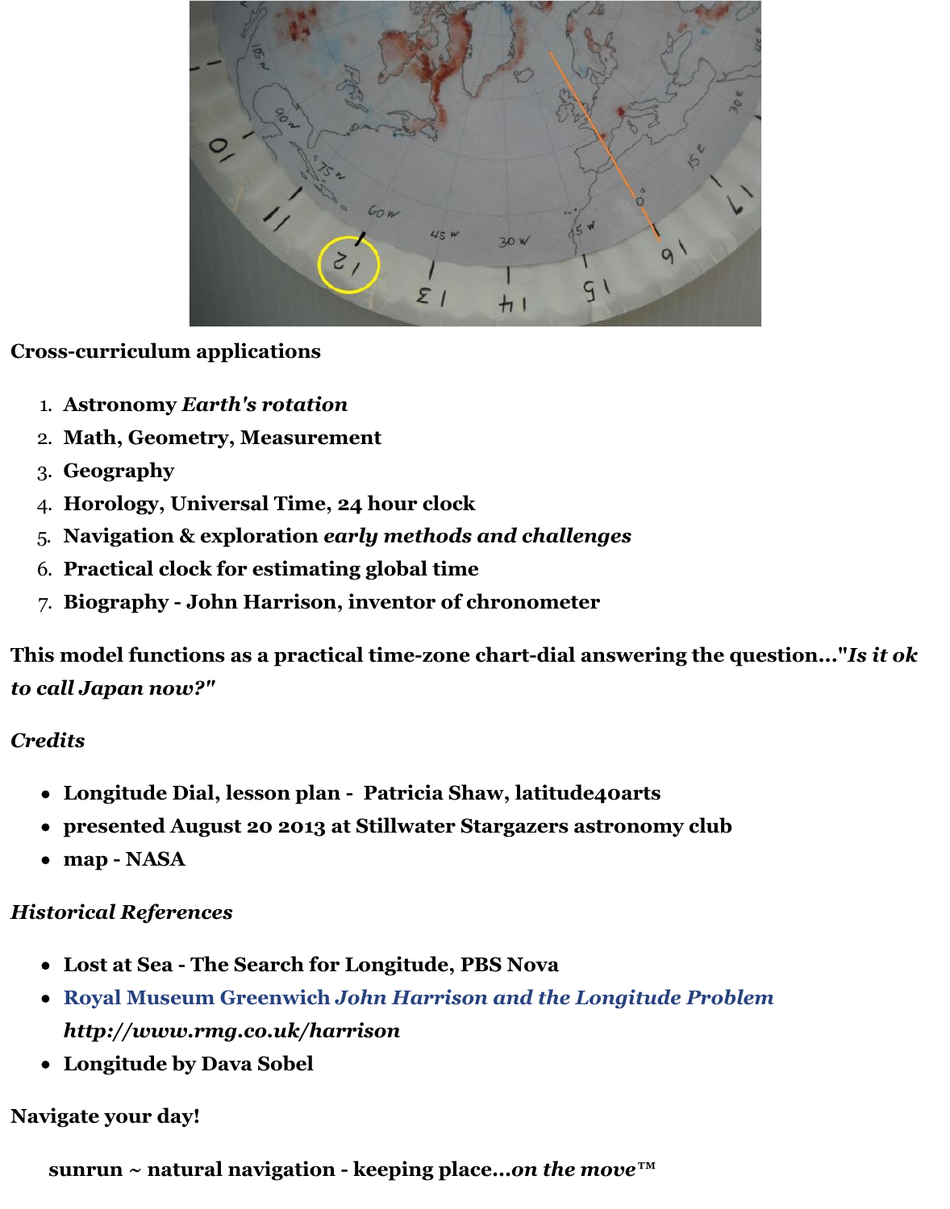**Cross-curriculum applications**

1. **Astronomy *Earth's rotation***
2. **Math, Geometry, Measurement**
3. **Geography**
4. **Horology, Universal Time, 24 hour clock**
5. **Navigation & exploration *early methods and challenges***
6. **Practical clock for estimating global time**
7. **Biography - John Harrison, inventor of chronometer**

**This model functions as a practical time-zone chart-dial answering the question..."*Is it ok to call Japan now?*"**

***Credits***

- **Longitude Dial, lesson plan - Patricia Shaw, latitude40arts**
- **presented August 20 2013 at Stillwater Stargazers astronomy club**
- **map - NASA**

***Historical References***

- **Lost at Sea - The Search for Longitude, PBS Nova**
- **Royal Museum Greenwich *John Harrison and the Longitude Problem http://www.rmg.co.uk/harrison***
- **Longitude by Dava Sobel**

**Navigate your day!**

**sunrun ~ natural navigation - keeping place...*on the move*™**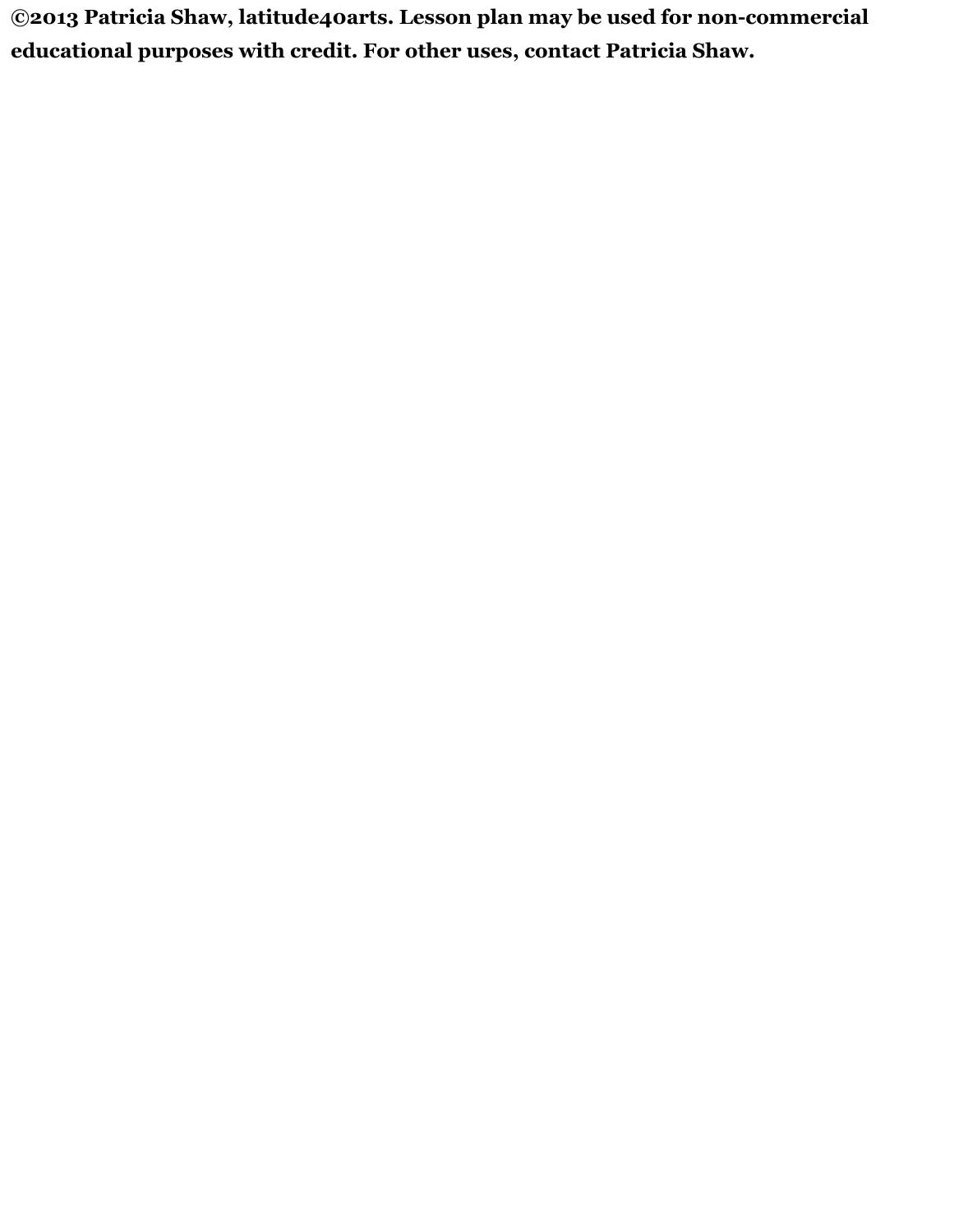**©2013 Patricia Shaw, latitude40arts. Lesson plan may be used for non-commercial educational purposes with credit. For other uses, contact Patricia Shaw.**